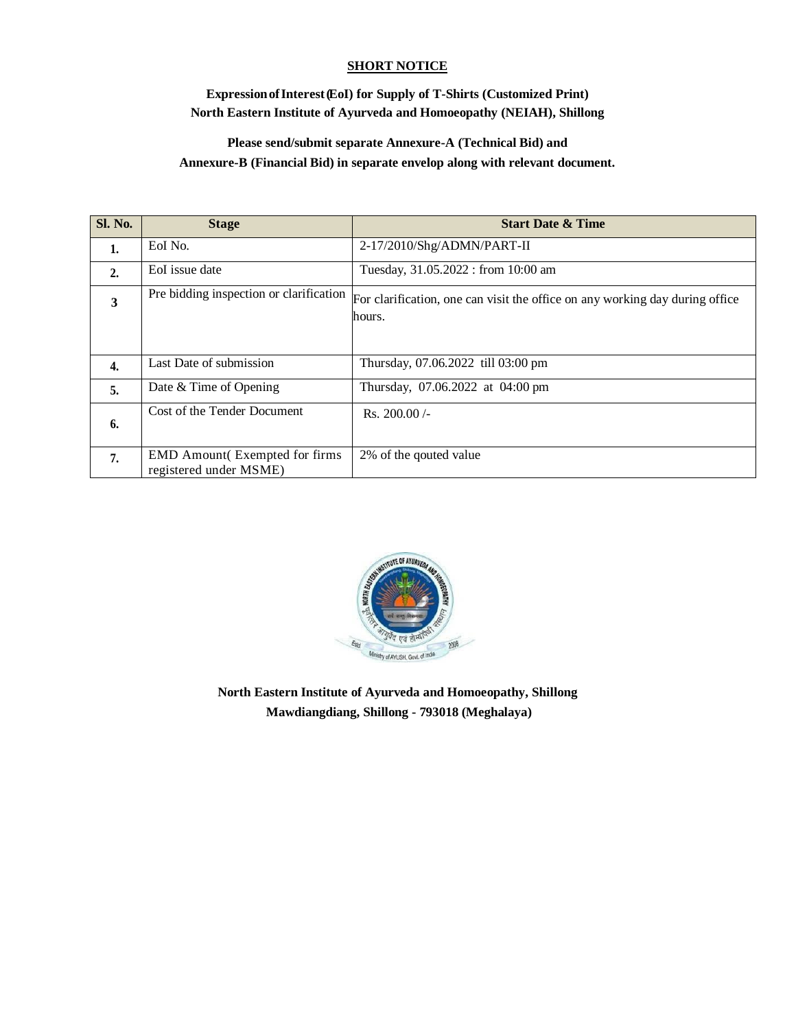## SHORT NOTICE

**Expression of Interest (EoI) for Supply of T-Shirts (Customized Print)**
**North Eastern Institute of Ayurveda and Homoeopathy (NEIAH), Shillong**

**Please send/submit separate Annexure-A (Technical Bid) and**
**Annexure-B (Financial Bid) in separate envelop along with relevant document.**

| Sl. No. | Stage | Start Date & Time |
|---|---|---|
| **1.** | EoI No. | 2-17/2010/Shg/ADMN/PART-II |
| **2.** | EoI issue date | Tuesday, 31.05.2022 : from 10:00 am |
| **3** | Pre bidding inspection or clarification | For clarification, one can visit the office on any working day during office hours. |
| **4.** | Last Date of submission | Thursday, 07.06.2022 till 03:00 pm |
| **5.** | Date & Time of Opening | Thursday, 07.06.2022 at 04:00 pm |
| **6.** | Cost of the Tender Document | Rs. 200.00 /- |
| **7.** | EMD Amount( Exempted for firms registered under MSME) | 2% of the qouted value |

**North Eastern Institute of Ayurveda and Homoeopathy, Shillong**
**Mawdiangdiang, Shillong - 793018 (Meghalaya)**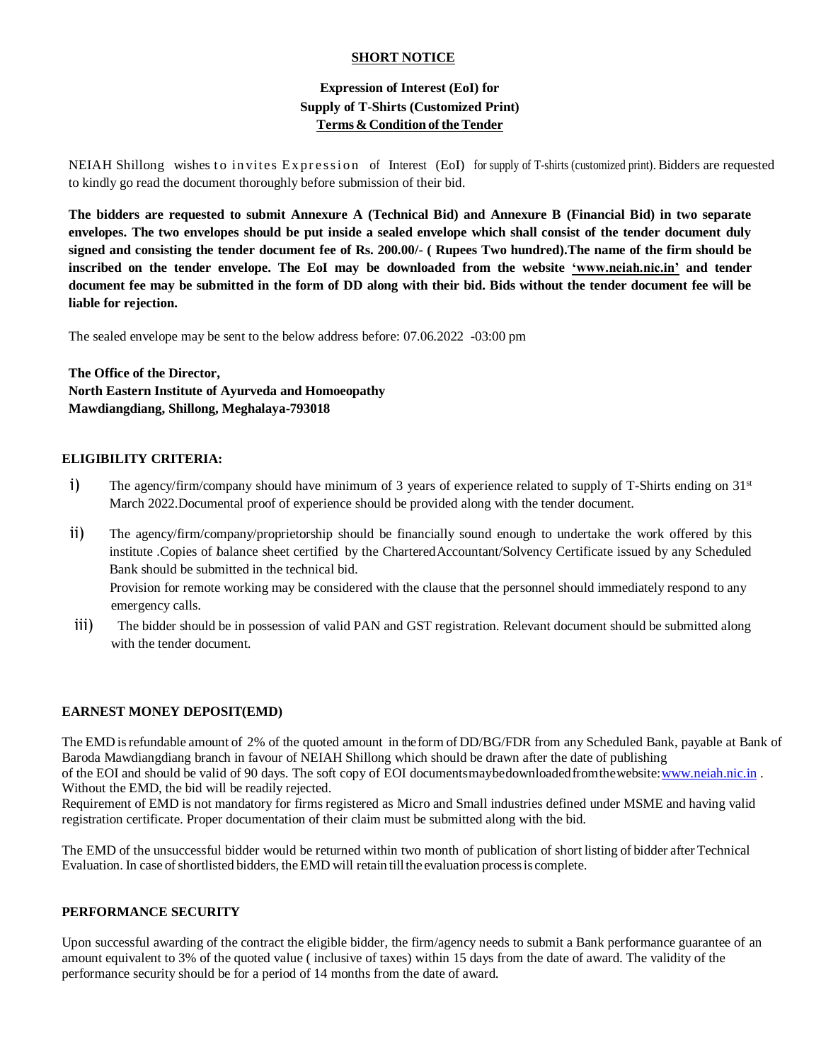**SHORT NOTICE**

**Expression of Interest (EoI) for**
**Supply of T-Shirts (Customized Print)**
**Terms & Condition of the Tender**

NEIAH Shillong wishes to invites Expression of Interest (EoI) for supply of T-shirts (customized print). Bidders are requested to kindly go read the document thoroughly before submission of their bid.

**The bidders are requested to submit Annexure A (Technical Bid) and Annexure B (Financial Bid) in two separate envelopes. The two envelopes should be put inside a sealed envelope which shall consist of the tender document duly signed and consisting the tender document fee of Rs. 200.00/- ( Rupees Two hundred).The name of the firm should be inscribed on the tender envelope. The EoI may be downloaded from the website 'www.neiah.nic.in' and tender document fee may be submitted in the form of DD along with their bid. Bids without the tender document fee will be liable for rejection.**

The sealed envelope may be sent to the below address before: 07.06.2022 -03:00 pm

**The Office of the Director,**
**North Eastern Institute of Ayurveda and Homoeopathy**
**Mawdiangdiang, Shillong, Meghalaya-793018**

**ELIGIBILITY CRITERIA:**

i) The agency/firm/company should have minimum of 3 years of experience related to supply of T-Shirts ending on 31st March 2022.Documental proof of experience should be provided along with the tender document.

ii) The agency/firm/company/proprietorship should be financially sound enough to undertake the work offered by this institute .Copies of balance sheet certified by the Chartered Accountant/Solvency Certificate issued by any Scheduled Bank should be submitted in the technical bid.
Provision for remote working may be considered with the clause that the personnel should immediately respond to any emergency calls.

iii) The bidder should be in possession of valid PAN and GST registration. Relevant document should be submitted along with the tender document.

**EARNEST MONEY DEPOSIT(EMD)**

The EMD is refundable amount of 2% of the quoted amount in the form of DD/BG/FDR from any Scheduled Bank, payable at Bank of Baroda Mawdiangdiang branch in favour of NEIAH Shillong which should be drawn after the date of publishing of the EOI and should be valid of 90 days. The soft copy of EOI documents may be downloaded from the website: www.neiah.nic.in . Without the EMD, the bid will be readily rejected.
Requirement of EMD is not mandatory for firms registered as Micro and Small industries defined under MSME and having valid registration certificate. Proper documentation of their claim must be submitted along with the bid.

The EMD of the unsuccessful bidder would be returned within two month of publication of short listing of bidder after Technical Evaluation. In case of shortlisted bidders, the EMD will retain till the evaluation process is complete.

**PERFORMANCE SECURITY**

Upon successful awarding of the contract the eligible bidder, the firm/agency needs to submit a Bank performance guarantee of an amount equivalent to 3% of the quoted value ( inclusive of taxes) within 15 days from the date of award. The validity of the performance security should be for a period of 14 months from the date of award.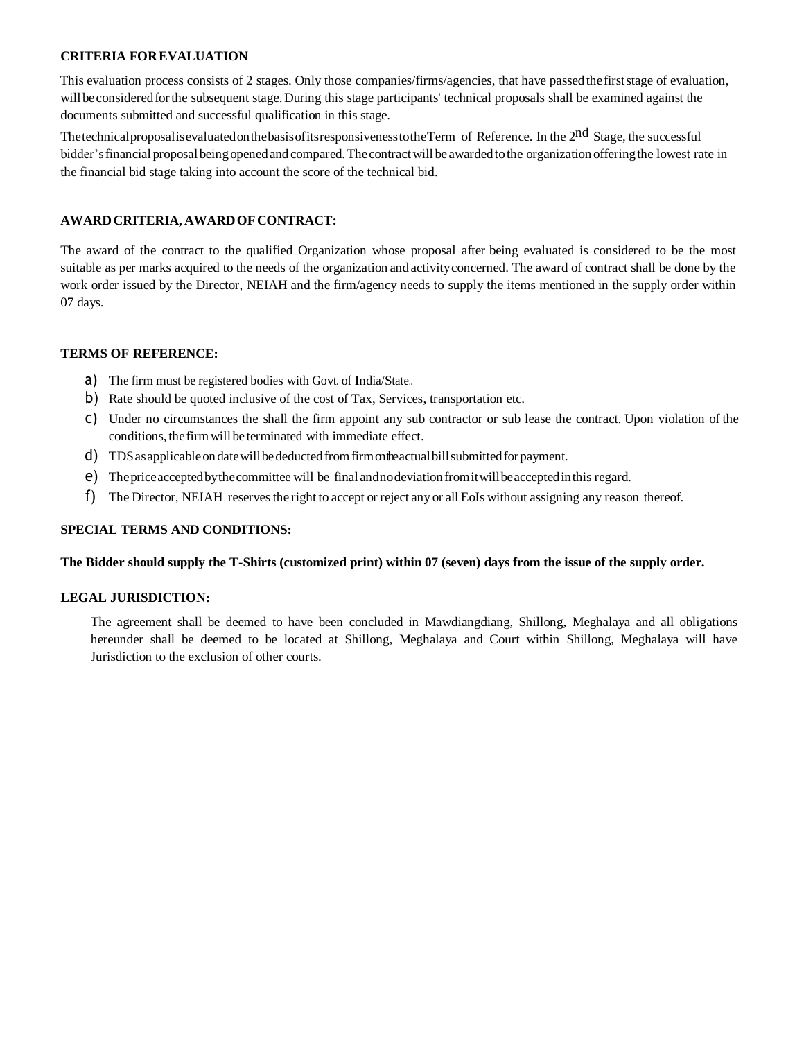**CRITERIA FOR EVALUATION**

This evaluation process consists of 2 stages. Only those companies/firms/agencies, that have passed the first stage of evaluation, will be considered for the subsequent stage. During this stage participants' technical proposals shall be examined against the documents submitted and successful qualification in this stage.

The technical proposal is evaluated on the basis of its responsiveness to the Term of Reference. In the 2nd Stage, the successful bidder's financial proposal being opened and compared. The contract will be awarded to the organization offering the lowest rate in the financial bid stage taking into account the score of the technical bid.

**AWARD CRITERIA, AWARD OF CONTRACT:**

The award of the contract to the qualified Organization whose proposal after being evaluated is considered to be the most suitable as per marks acquired to the needs of the organization and activity concerned. The award of contract shall be done by the work order issued by the Director, NEIAH and the firm/agency needs to supply the items mentioned in the supply order within 07 days.

**TERMS OF REFERENCE:**

a) The firm must be registered bodies with Govt. of India/State..
b) Rate should be quoted inclusive of the cost of Tax, Services, transportation etc.
c) Under no circumstances the shall the firm appoint any sub contractor or sub lease the contract. Upon violation of the conditions, the firm will be terminated with immediate effect.
d) TDS as applicable on date will be deducted from firm on the actual bill submitted for payment.
e) The price accepted by the committee will be final and no deviation from it will be accepted in this regard.
f) The Director, NEIAH reserves the right to accept or reject any or all EoIs without assigning any reason thereof.

**SPECIAL TERMS AND CONDITIONS:**

**The Bidder should supply the T-Shirts (customized print) within 07 (seven) days from the issue of the supply order.**

**LEGAL JURISDICTION:**

The agreement shall be deemed to have been concluded in Mawdiangdiang, Shillong, Meghalaya and all obligations hereunder shall be deemed to be located at Shillong, Meghalaya and Court within Shillong, Meghalaya will have Jurisdiction to the exclusion of other courts.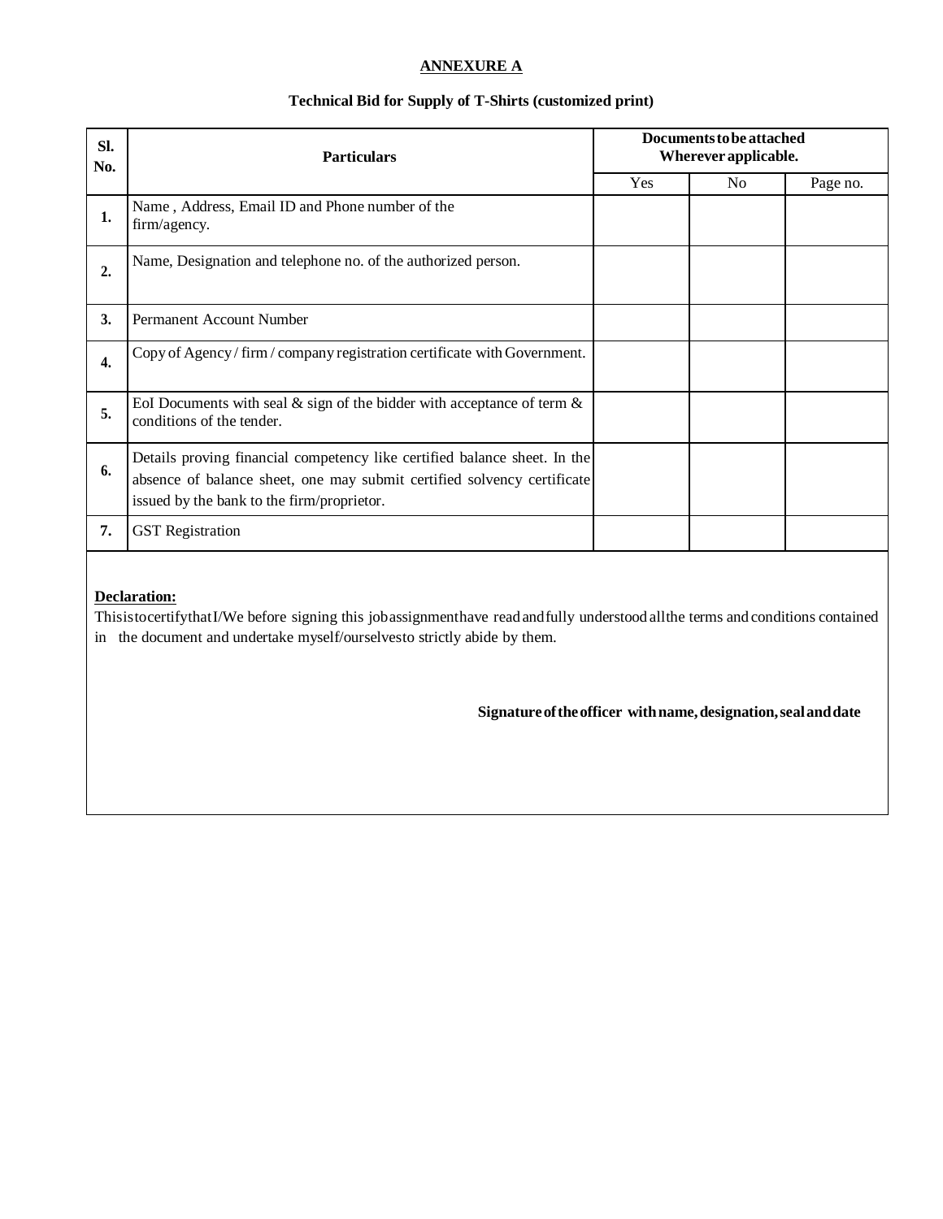**ANNEXURE A**

**Technical Bid for Supply of T-Shirts (customized print)**

| Sl. No. | Particulars | Documents to be attached Wherever applicable. | | |
|---|---|---|---|---|
| | | Yes | No | Page no. |
| **1.** | Name , Address, Email ID and Phone number of the firm/agency. | | | |
| **2.** | Name, Designation and telephone no. of the authorized person. | | | |
| **3.** | Permanent Account Number | | | |
| **4.** | Copy of Agency / firm / company registration certificate with Government. | | | |
| **5.** | EoI Documents with seal & sign of the bidder with acceptance of term & conditions of the tender. | | | |
| **6.** | Details proving financial competency like certified balance sheet. In the absence of balance sheet, one may submit certified solvency certificate issued by the bank to the firm/proprietor. | | | |
| **7.** | GST Registration | | | |

**Declaration:**

This is to certify that I/We before signing this job assignment have read and fully understood all the terms and conditions contained in the document and undertake myself/ourselves to strictly abide by them.

**Signature of the officer with name, designation, seal and date**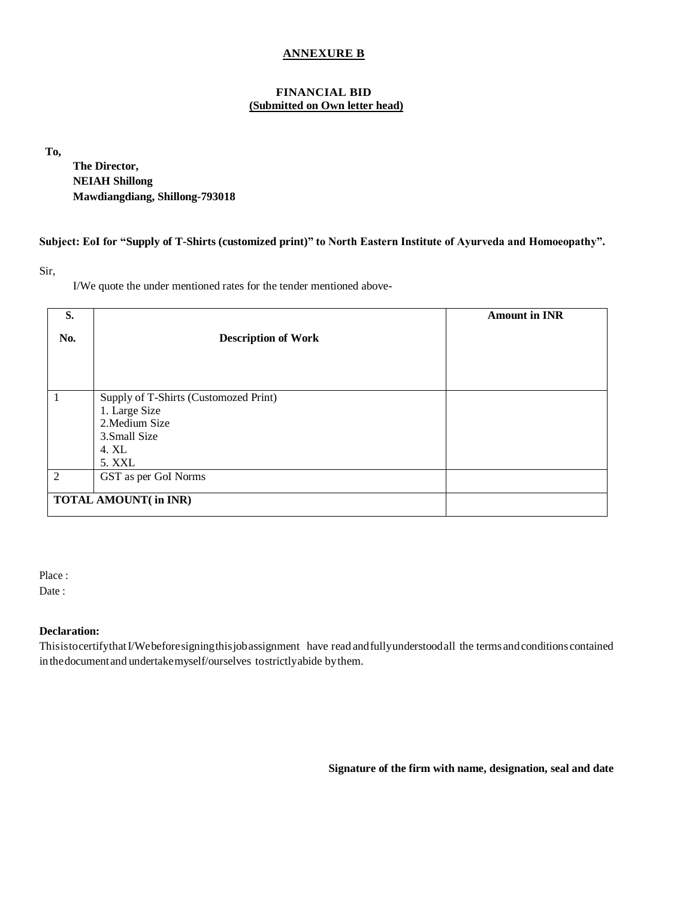**ANNEXURE B**

**FINANCIAL BID**
**(Submitted on Own letter head)**

**To,**

**The Director,**
**NEIAH Shillong**
**Mawdiangdiang, Shillong-793018**

**Subject: EoI for "Supply of T-Shirts (customized print)" to North Eastern Institute of Ayurveda and Homoeopathy".**

Sir,

I/We quote the under mentioned rates for the tender mentioned above-

| S. No. | Description of Work | Amount in INR |
|---|---|---|
| 1 | Supply of T-Shirts (Customozed Print)<br>1. Large Size<br>2.Medium Size<br>3.Small Size<br>4. XL<br>5. XXL | |
| 2 | GST as per GoI Norms | |
| **TOTAL AMOUNT( in INR)** | | |

Place :
Date :

**Declaration:**
This is to certify that I/We before signing this job assignment have read and fully understood all the terms and conditions contained in the document and undertake myself/ourselves to strictly abide by them.

**Signature of the firm with name, designation, seal and date**